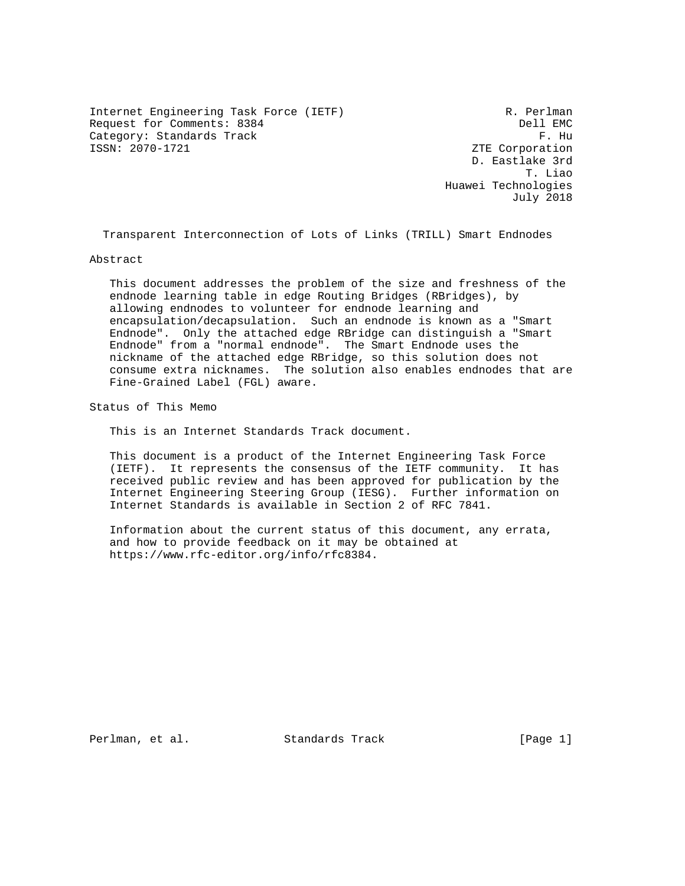Internet Engineering Task Force (IETF) R. Perlman
Request for Comments: 8384 Dell EMC
Category: Standards Track F. Hu
ISSN: 2070-1721 ZTE Corporation
D. Eastlake 3rd
T. Liao
Huawei Technologies
July 2018

# Transparent Interconnection of Lots of Links (TRILL) Smart Endnodes

## Abstract

This document addresses the problem of the size and freshness of the endnode learning table in edge Routing Bridges (RBridges), by allowing endnodes to volunteer for endnode learning and encapsulation/decapsulation. Such an endnode is known as a "Smart Endnode". Only the attached edge RBridge can distinguish a "Smart Endnode" from a "normal endnode". The Smart Endnode uses the nickname of the attached edge RBridge, so this solution does not consume extra nicknames. The solution also enables endnodes that are Fine-Grained Label (FGL) aware.

## Status of This Memo

This is an Internet Standards Track document.

This document is a product of the Internet Engineering Task Force (IETF). It represents the consensus of the IETF community. It has received public review and has been approved for publication by the Internet Engineering Steering Group (IESG). Further information on Internet Standards is available in Section 2 of RFC 7841.

Information about the current status of this document, any errata, and how to provide feedback on it may be obtained at https://www.rfc-editor.org/info/rfc8384.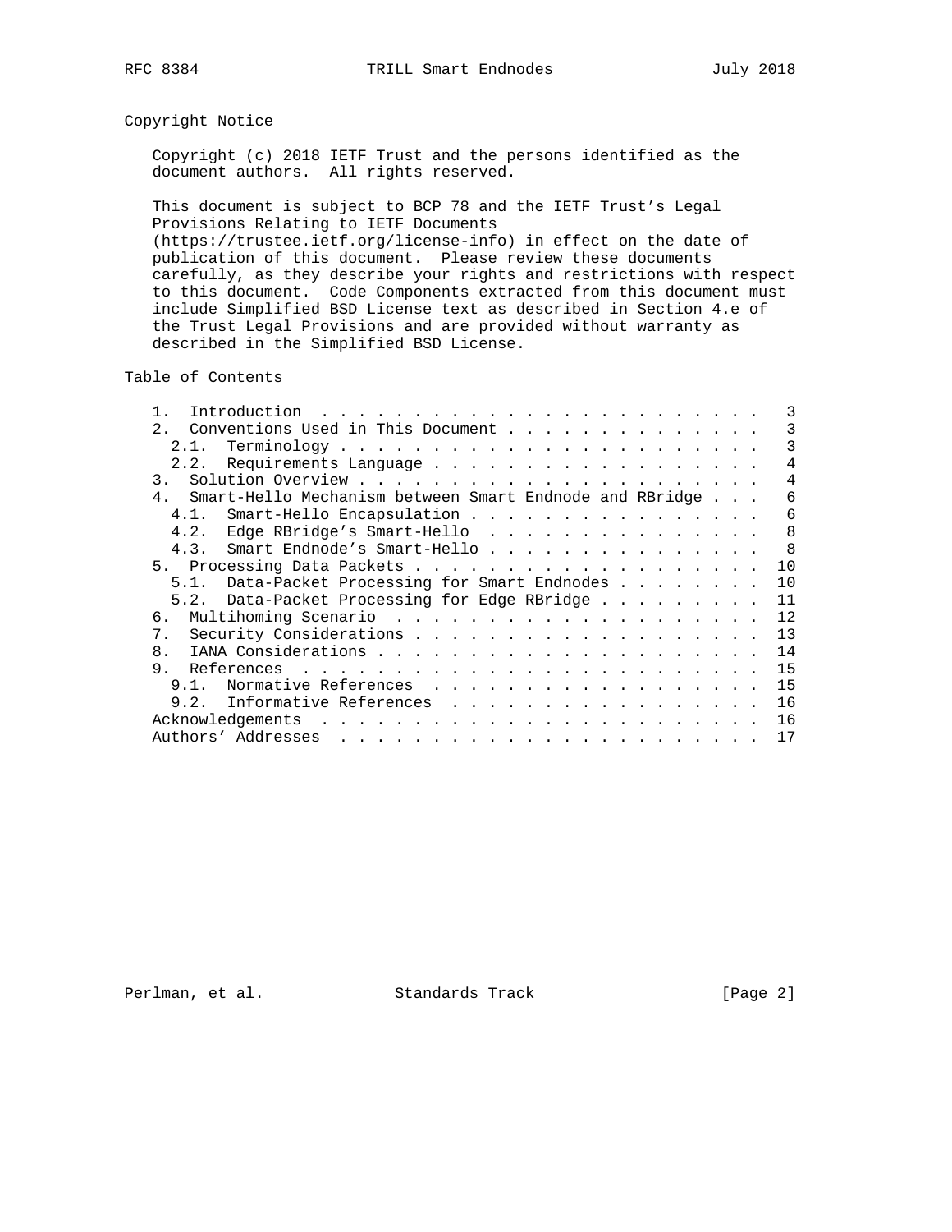## Copyright Notice

Copyright (c) 2018 IETF Trust and the persons identified as the document authors. All rights reserved.

This document is subject to BCP 78 and the IETF Trust's Legal Provisions Relating to IETF Documents (https://trustee.ietf.org/license-info) in effect on the date of publication of this document. Please review these documents carefully, as they describe your rights and restrictions with respect to this document. Code Components extracted from this document must include Simplified BSD License text as described in Section 4.e of the Trust Legal Provisions and are provided without warranty as described in the Simplified BSD License.

## Table of Contents

```
   1.  Introduction  . . . . . . . . . . . . . . . . . . . . . . . .   3
   2.  Conventions Used in This Document . . . . . . . . . . . . . .   3
     2.1.  Terminology . . . . . . . . . . . . . . . . . . . . . . .   3
     2.2.  Requirements Language . . . . . . . . . . . . . . . . . .   4
   3.  Solution Overview . . . . . . . . . . . . . . . . . . . . . .   4
   4.  Smart-Hello Mechanism between Smart Endnode and RBridge . . .   6
     4.1.  Smart-Hello Encapsulation . . . . . . . . . . . . . . . .   6
     4.2.  Edge RBridge's Smart-Hello  . . . . . . . . . . . . . . .   8
     4.3.  Smart Endnode's Smart-Hello . . . . . . . . . . . . . . .   8
   5.  Processing Data Packets . . . . . . . . . . . . . . . . . . .  10
     5.1.  Data-Packet Processing for Smart Endnodes . . . . . . . .  10
     5.2.  Data-Packet Processing for Edge RBridge . . . . . . . . .  11
   6.  Multihoming Scenario  . . . . . . . . . . . . . . . . . . . .  12
   7.  Security Considerations . . . . . . . . . . . . . . . . . . .  13
   8.  IANA Considerations . . . . . . . . . . . . . . . . . . . . .  14
   9.  References  . . . . . . . . . . . . . . . . . . . . . . . . .  15
     9.1.  Normative References  . . . . . . . . . . . . . . . . . .  15
     9.2.  Informative References  . . . . . . . . . . . . . . . . .  16
   Acknowledgements  . . . . . . . . . . . . . . . . . . . . . . . .  16
   Authors' Addresses  . . . . . . . . . . . . . . . . . . . . . . .  17
```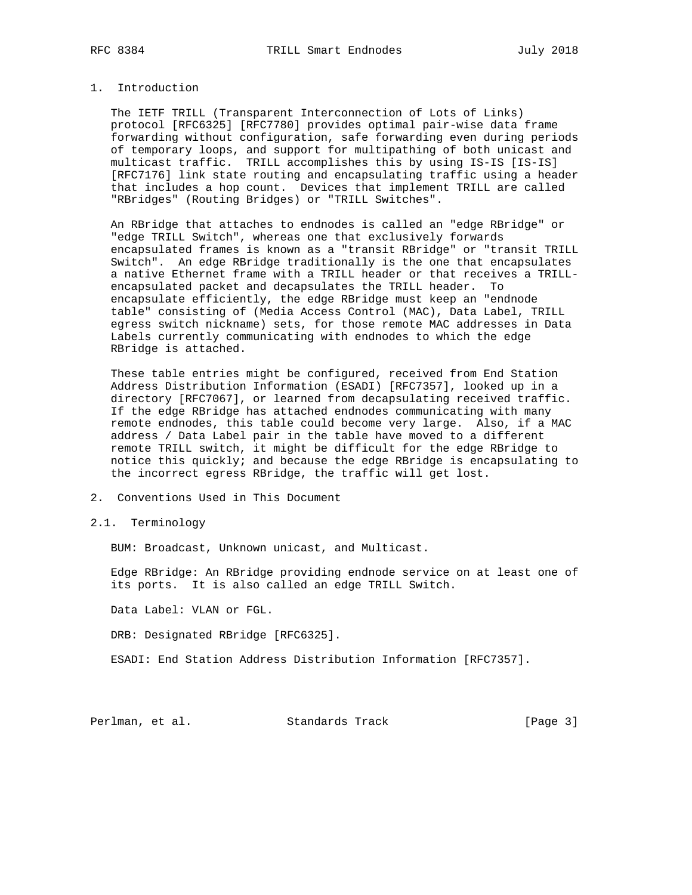# 1. Introduction

The IETF TRILL (Transparent Interconnection of Lots of Links) protocol [RFC6325] [RFC7780] provides optimal pair-wise data frame forwarding without configuration, safe forwarding even during periods of temporary loops, and support for multipathing of both unicast and multicast traffic. TRILL accomplishes this by using IS-IS [IS-IS] [RFC7176] link state routing and encapsulating traffic using a header that includes a hop count. Devices that implement TRILL are called "RBridges" (Routing Bridges) or "TRILL Switches".

An RBridge that attaches to endnodes is called an "edge RBridge" or "edge TRILL Switch", whereas one that exclusively forwards encapsulated frames is known as a "transit RBridge" or "transit TRILL Switch". An edge RBridge traditionally is the one that encapsulates a native Ethernet frame with a TRILL header or that receives a TRILL-encapsulated packet and decapsulates the TRILL header. To encapsulate efficiently, the edge RBridge must keep an "endnode table" consisting of (Media Access Control (MAC), Data Label, TRILL egress switch nickname) sets, for those remote MAC addresses in Data Labels currently communicating with endnodes to which the edge RBridge is attached.

These table entries might be configured, received from End Station Address Distribution Information (ESADI) [RFC7357], looked up in a directory [RFC7067], or learned from decapsulating received traffic. If the edge RBridge has attached endnodes communicating with many remote endnodes, this table could become very large. Also, if a MAC address / Data Label pair in the table have moved to a different remote TRILL switch, it might be difficult for the edge RBridge to notice this quickly; and because the edge RBridge is encapsulating to the incorrect egress RBridge, the traffic will get lost.

# 2. Conventions Used in This Document

## 2.1. Terminology

BUM: Broadcast, Unknown unicast, and Multicast.

Edge RBridge: An RBridge providing endnode service on at least one of its ports. It is also called an edge TRILL Switch.

Data Label: VLAN or FGL.

DRB: Designated RBridge [RFC6325].

ESADI: End Station Address Distribution Information [RFC7357].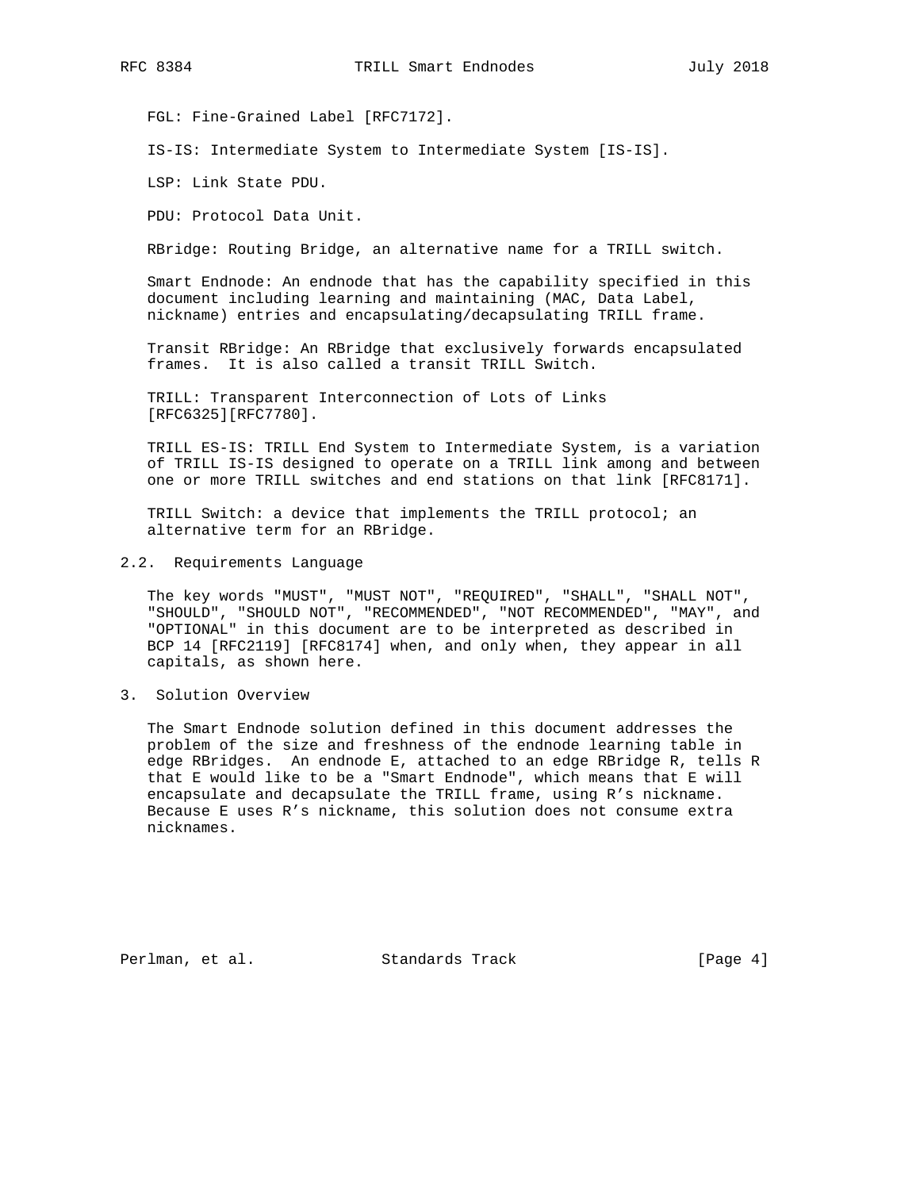FGL: Fine-Grained Label [RFC7172].

IS-IS: Intermediate System to Intermediate System [IS-IS].

LSP: Link State PDU.

PDU: Protocol Data Unit.

RBridge: Routing Bridge, an alternative name for a TRILL switch.

Smart Endnode: An endnode that has the capability specified in this document including learning and maintaining (MAC, Data Label, nickname) entries and encapsulating/decapsulating TRILL frame.

Transit RBridge: An RBridge that exclusively forwards encapsulated frames. It is also called a transit TRILL Switch.

TRILL: Transparent Interconnection of Lots of Links [RFC6325][RFC7780].

TRILL ES-IS: TRILL End System to Intermediate System, is a variation of TRILL IS-IS designed to operate on a TRILL link among and between one or more TRILL switches and end stations on that link [RFC8171].

TRILL Switch: a device that implements the TRILL protocol; an alternative term for an RBridge.

### 2.2. Requirements Language

The key words "MUST", "MUST NOT", "REQUIRED", "SHALL", "SHALL NOT", "SHOULD", "SHOULD NOT", "RECOMMENDED", "NOT RECOMMENDED", "MAY", and "OPTIONAL" in this document are to be interpreted as described in BCP 14 [RFC2119] [RFC8174] when, and only when, they appear in all capitals, as shown here.

## 3. Solution Overview

The Smart Endnode solution defined in this document addresses the problem of the size and freshness of the endnode learning table in edge RBridges. An endnode E, attached to an edge RBridge R, tells R that E would like to be a "Smart Endnode", which means that E will encapsulate and decapsulate the TRILL frame, using R's nickname. Because E uses R's nickname, this solution does not consume extra nicknames.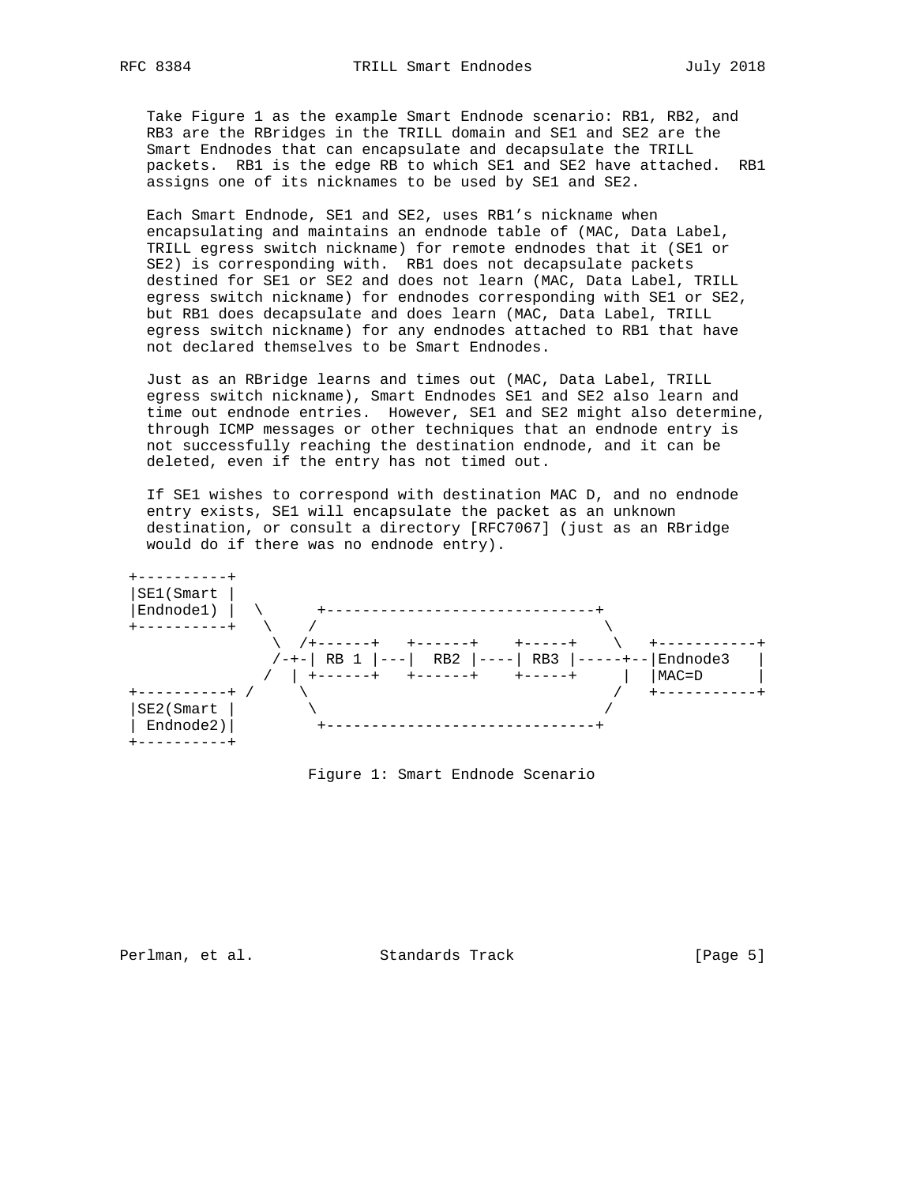Take Figure 1 as the example Smart Endnode scenario: RB1, RB2, and RB3 are the RBridges in the TRILL domain and SE1 and SE2 are the Smart Endnodes that can encapsulate and decapsulate the TRILL packets. RB1 is the edge RB to which SE1 and SE2 have attached. RB1 assigns one of its nicknames to be used by SE1 and SE2.

Each Smart Endnode, SE1 and SE2, uses RB1's nickname when encapsulating and maintains an endnode table of (MAC, Data Label, TRILL egress switch nickname) for remote endnodes that it (SE1 or SE2) is corresponding with. RB1 does not decapsulate packets destined for SE1 or SE2 and does not learn (MAC, Data Label, TRILL egress switch nickname) for endnodes corresponding with SE1 or SE2, but RB1 does decapsulate and does learn (MAC, Data Label, TRILL egress switch nickname) for any endnodes attached to RB1 that have not declared themselves to be Smart Endnodes.

Just as an RBridge learns and times out (MAC, Data Label, TRILL egress switch nickname), Smart Endnodes SE1 and SE2 also learn and time out endnode entries. However, SE1 and SE2 might also determine, through ICMP messages or other techniques that an endnode entry is not successfully reaching the destination endnode, and it can be deleted, even if the entry has not timed out.

If SE1 wishes to correspond with destination MAC D, and no endnode entry exists, SE1 will encapsulate the packet as an unknown destination, or consult a directory [RFC7067] (just as an RBridge would do if there was no endnode entry).

```
+----------+
|SE1(Smart |
|Endnode1) |  \      +------------------------------+
+----------+   \    /                                \
                \  /+------+   +------+    +-----+    \   +-----------+
                /-+-| RB 1 |---|  RB2 |----| RB3 |-----+--|Endnode3   |
               /  | +------+   +------+    +-----+     |  |MAC=D      |
+----------+ /     \                                  /   +-----------+
|SE2(Smart |        \                                /
| Endnode2)|         +------------------------------+
+----------+
```

Figure 1: Smart Endnode Scenario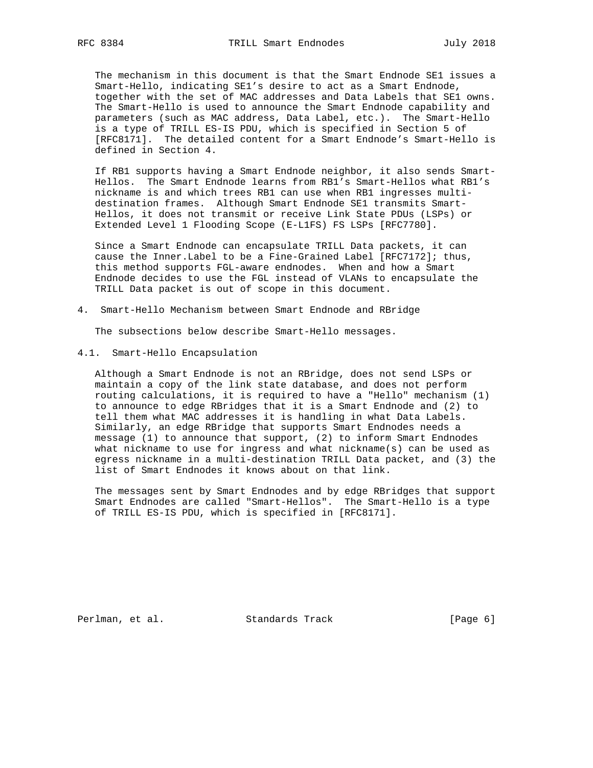The mechanism in this document is that the Smart Endnode SE1 issues a Smart-Hello, indicating SE1's desire to act as a Smart Endnode, together with the set of MAC addresses and Data Labels that SE1 owns. The Smart-Hello is used to announce the Smart Endnode capability and parameters (such as MAC address, Data Label, etc.). The Smart-Hello is a type of TRILL ES-IS PDU, which is specified in Section 5 of [RFC8171]. The detailed content for a Smart Endnode's Smart-Hello is defined in Section 4.

If RB1 supports having a Smart Endnode neighbor, it also sends Smart-Hellos. The Smart Endnode learns from RB1's Smart-Hellos what RB1's nickname is and which trees RB1 can use when RB1 ingresses multi-destination frames. Although Smart Endnode SE1 transmits Smart-Hellos, it does not transmit or receive Link State PDUs (LSPs) or Extended Level 1 Flooding Scope (E-L1FS) FS LSPs [RFC7780].

Since a Smart Endnode can encapsulate TRILL Data packets, it can cause the Inner.Label to be a Fine-Grained Label [RFC7172]; thus, this method supports FGL-aware endnodes. When and how a Smart Endnode decides to use the FGL instead of VLANs to encapsulate the TRILL Data packet is out of scope in this document.

## 4. Smart-Hello Mechanism between Smart Endnode and RBridge

The subsections below describe Smart-Hello messages.

### 4.1. Smart-Hello Encapsulation

Although a Smart Endnode is not an RBridge, does not send LSPs or maintain a copy of the link state database, and does not perform routing calculations, it is required to have a "Hello" mechanism (1) to announce to edge RBridges that it is a Smart Endnode and (2) to tell them what MAC addresses it is handling in what Data Labels. Similarly, an edge RBridge that supports Smart Endnodes needs a message (1) to announce that support, (2) to inform Smart Endnodes what nickname to use for ingress and what nickname(s) can be used as egress nickname in a multi-destination TRILL Data packet, and (3) the list of Smart Endnodes it knows about on that link.

The messages sent by Smart Endnodes and by edge RBridges that support Smart Endnodes are called "Smart-Hellos". The Smart-Hello is a type of TRILL ES-IS PDU, which is specified in [RFC8171].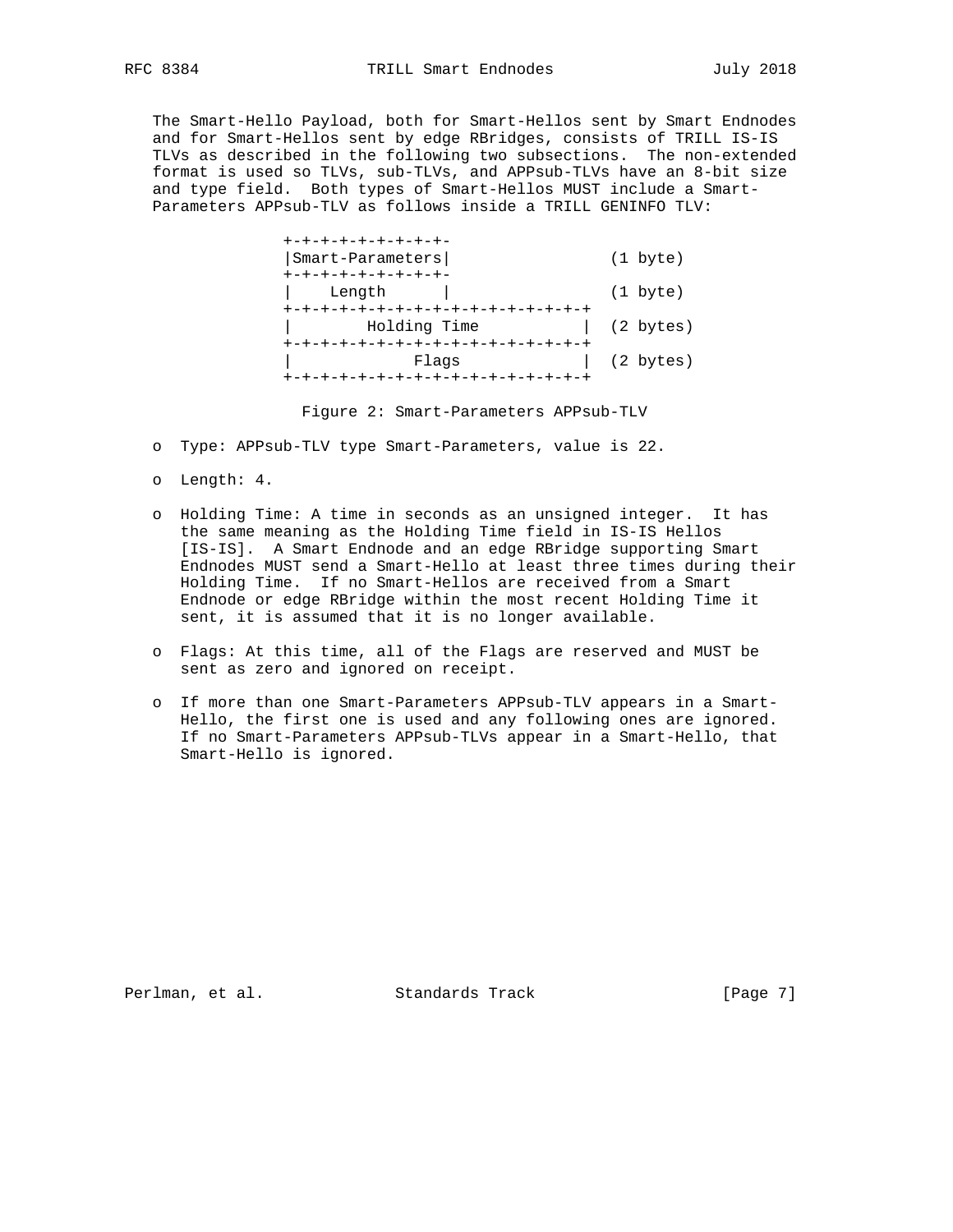The Smart-Hello Payload, both for Smart-Hellos sent by Smart Endnodes and for Smart-Hellos sent by edge RBridges, consists of TRILL IS-IS TLVs as described in the following two subsections. The non-extended format is used so TLVs, sub-TLVs, and APPsub-TLVs have an 8-bit size and type field. Both types of Smart-Hellos MUST include a Smart-Parameters APPsub-TLV as follows inside a TRILL GENINFO TLV:

```
+-+-+-+-+-+-+-+-+-
|Smart-Parameters|               (1 byte)
+-+-+-+-+-+-+-+-+-
|    Length      |               (1 byte)
+-+-+-+-+-+-+-+-+-+-+-+-+-+-+-+-+
|       Holding Time            | (2 bytes)
+-+-+-+-+-+-+-+-+-+-+-+-+-+-+-+-+
|            Flags              | (2 bytes)
+-+-+-+-+-+-+-+-+-+-+-+-+-+-+-+-+
```

Figure 2: Smart-Parameters APPsub-TLV

- Type: APPsub-TLV type Smart-Parameters, value is 22.
- Length: 4.
- Holding Time: A time in seconds as an unsigned integer. It has the same meaning as the Holding Time field in IS-IS Hellos [IS-IS]. A Smart Endnode and an edge RBridge supporting Smart Endnodes MUST send a Smart-Hello at least three times during their Holding Time. If no Smart-Hellos are received from a Smart Endnode or edge RBridge within the most recent Holding Time it sent, it is assumed that it is no longer available.
- Flags: At this time, all of the Flags are reserved and MUST be sent as zero and ignored on receipt.
- If more than one Smart-Parameters APPsub-TLV appears in a Smart-Hello, the first one is used and any following ones are ignored. If no Smart-Parameters APPsub-TLVs appear in a Smart-Hello, that Smart-Hello is ignored.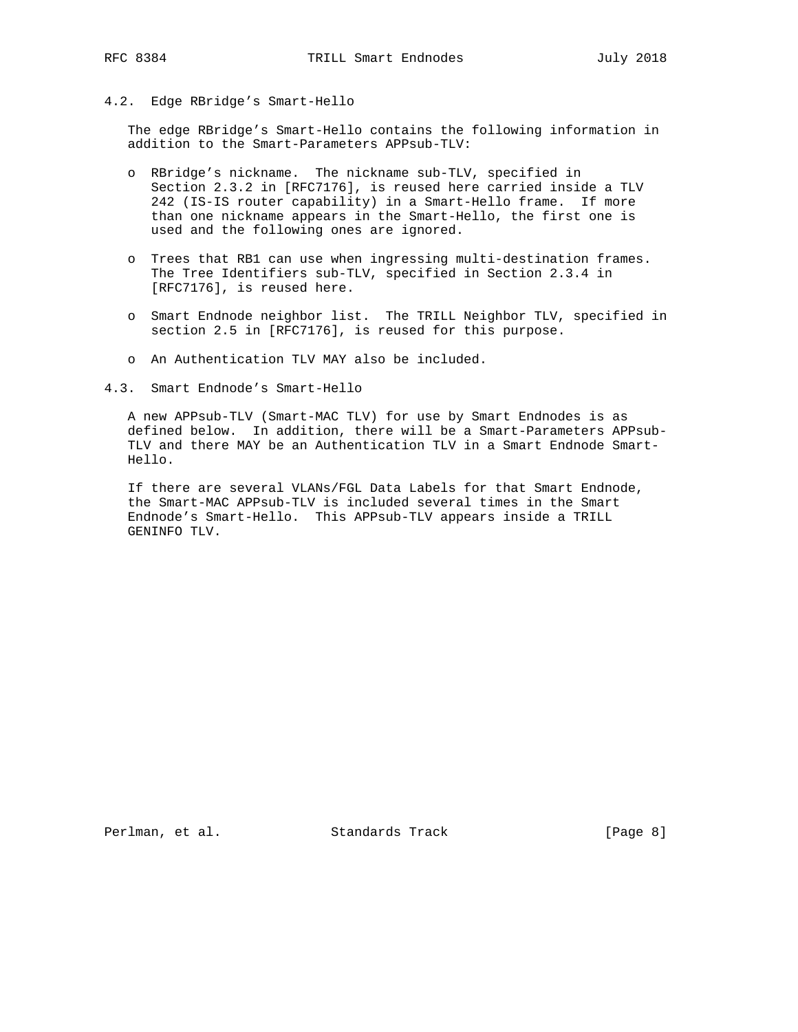## 4.2. Edge RBridge's Smart-Hello

The edge RBridge's Smart-Hello contains the following information in addition to the Smart-Parameters APPsub-TLV:

- RBridge's nickname. The nickname sub-TLV, specified in Section 2.3.2 in [RFC7176], is reused here carried inside a TLV 242 (IS-IS router capability) in a Smart-Hello frame. If more than one nickname appears in the Smart-Hello, the first one is used and the following ones are ignored.

- Trees that RB1 can use when ingressing multi-destination frames. The Tree Identifiers sub-TLV, specified in Section 2.3.4 in [RFC7176], is reused here.

- Smart Endnode neighbor list. The TRILL Neighbor TLV, specified in section 2.5 in [RFC7176], is reused for this purpose.

- An Authentication TLV MAY also be included.

## 4.3. Smart Endnode's Smart-Hello

A new APPsub-TLV (Smart-MAC TLV) for use by Smart Endnodes is as defined below. In addition, there will be a Smart-Parameters APPsub-TLV and there MAY be an Authentication TLV in a Smart Endnode Smart-Hello.

If there are several VLANs/FGL Data Labels for that Smart Endnode, the Smart-MAC APPsub-TLV is included several times in the Smart Endnode's Smart-Hello. This APPsub-TLV appears inside a TRILL GENINFO TLV.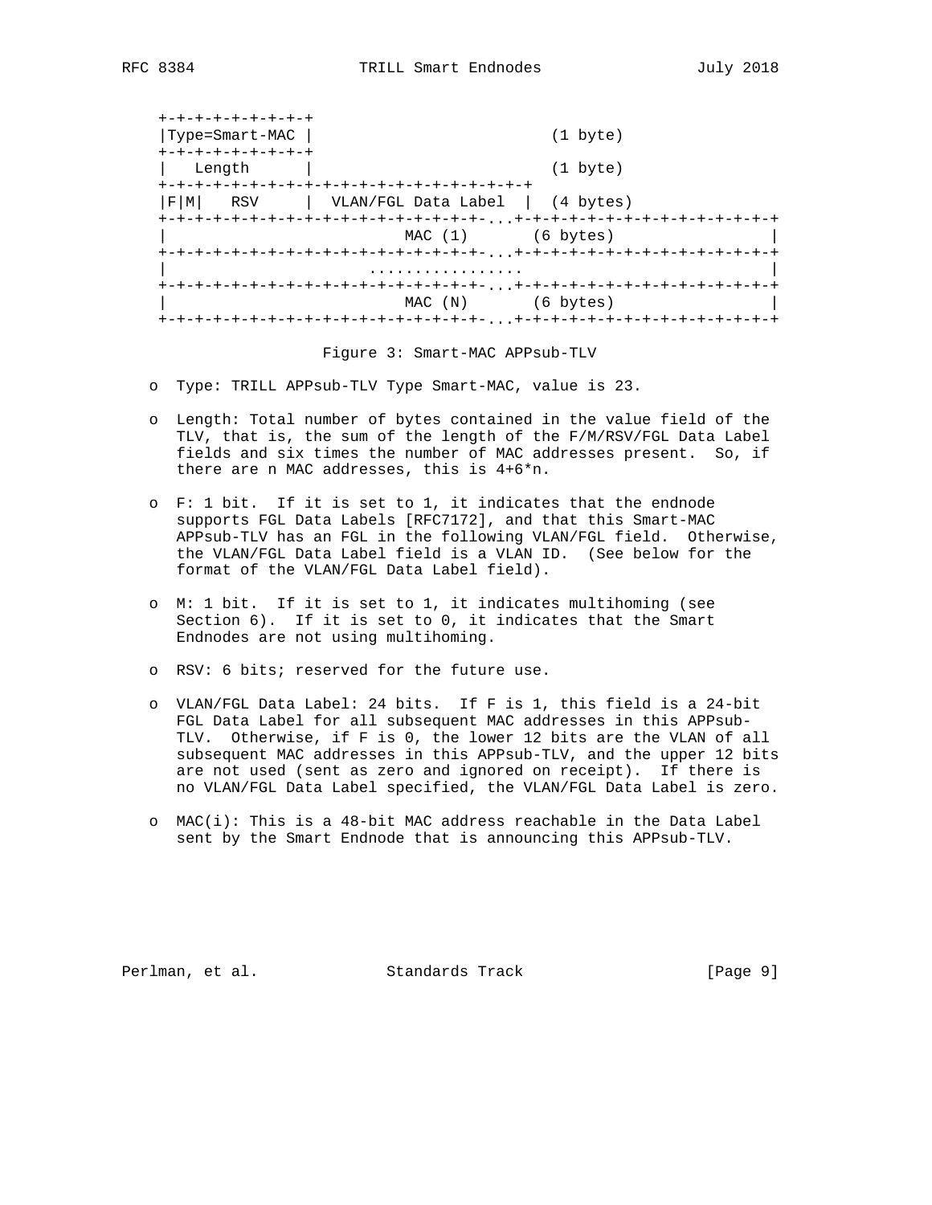```
 +-+-+-+-+-+-+-+-+
 |Type=Smart-MAC |                          (1 byte)
 +-+-+-+-+-+-+-+-+
 |   Length      |                          (1 byte)
 +-+-+-+-+-+-+-+-+-+-+-+-+-+-+-+-+-+-+-+-+-+-+-+
 |F|M|   RSV     |  VLAN/FGL Data Label  |  (4 bytes)
 +-+-+-+-+-+-+-+-+-+-+-+-+-+-+-+-+-+-+-+-...+-+-+-+-+-+-+-+-+-+-+-+-+-+-+
 |                           MAC (1)       (6 bytes)                     |
 +-+-+-+-+-+-+-+-+-+-+-+-+-+-+-+-+-+-+-+-...+-+-+-+-+-+-+-+-+-+-+-+-+-+-+
 |                      .................                                |
 +-+-+-+-+-+-+-+-+-+-+-+-+-+-+-+-+-+-+-+-...+-+-+-+-+-+-+-+-+-+-+-+-+-+-+
 |                           MAC (N)       (6 bytes)                     |
 +-+-+-+-+-+-+-+-+-+-+-+-+-+-+-+-+-+-+-+-...+-+-+-+-+-+-+-+-+-+-+-+-+-+-+
```

Figure 3: Smart-MAC APPsub-TLV

- Type: TRILL APPsub-TLV Type Smart-MAC, value is 23.

- Length: Total number of bytes contained in the value field of the TLV, that is, the sum of the length of the F/M/RSV/FGL Data Label fields and six times the number of MAC addresses present. So, if there are n MAC addresses, this is 4+6*n.

- F: 1 bit. If it is set to 1, it indicates that the endnode supports FGL Data Labels [RFC7172], and that this Smart-MAC APPsub-TLV has an FGL in the following VLAN/FGL field. Otherwise, the VLAN/FGL Data Label field is a VLAN ID. (See below for the format of the VLAN/FGL Data Label field).

- M: 1 bit. If it is set to 1, it indicates multihoming (see Section 6). If it is set to 0, it indicates that the Smart Endnodes are not using multihoming.

- RSV: 6 bits; reserved for the future use.

- VLAN/FGL Data Label: 24 bits. If F is 1, this field is a 24-bit FGL Data Label for all subsequent MAC addresses in this APPsub-TLV. Otherwise, if F is 0, the lower 12 bits are the VLAN of all subsequent MAC addresses in this APPsub-TLV, and the upper 12 bits are not used (sent as zero and ignored on receipt). If there is no VLAN/FGL Data Label specified, the VLAN/FGL Data Label is zero.

- MAC(i): This is a 48-bit MAC address reachable in the Data Label sent by the Smart Endnode that is announcing this APPsub-TLV.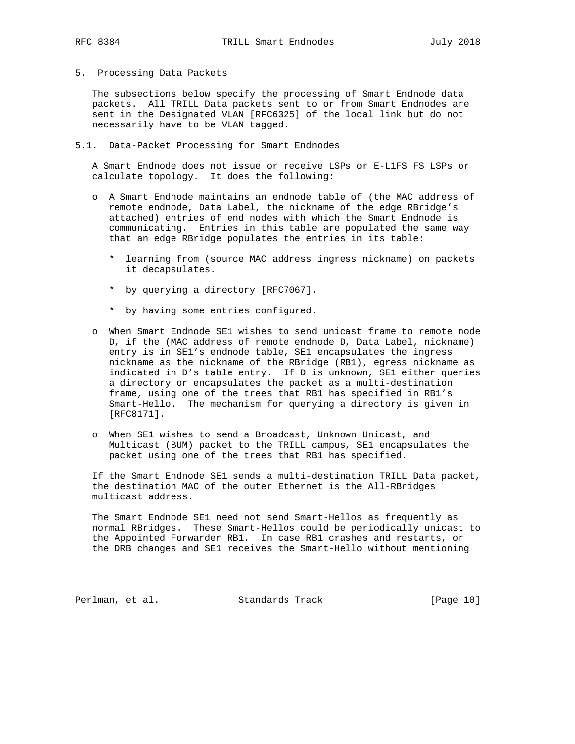## 5. Processing Data Packets

The subsections below specify the processing of Smart Endnode data packets. All TRILL Data packets sent to or from Smart Endnodes are sent in the Designated VLAN [RFC6325] of the local link but do not necessarily have to be VLAN tagged.

### 5.1. Data-Packet Processing for Smart Endnodes

A Smart Endnode does not issue or receive LSPs or E-L1FS FS LSPs or calculate topology. It does the following:

- A Smart Endnode maintains an endnode table of (the MAC address of remote endnode, Data Label, the nickname of the edge RBridge’s attached) entries of end nodes with which the Smart Endnode is communicating. Entries in this table are populated the same way that an edge RBridge populates the entries in its table:

  * learning from (source MAC address ingress nickname) on packets it decapsulates.

  * by querying a directory [RFC7067].

  * by having some entries configured.

- When Smart Endnode SE1 wishes to send unicast frame to remote node D, if the (MAC address of remote endnode D, Data Label, nickname) entry is in SE1’s endnode table, SE1 encapsulates the ingress nickname as the nickname of the RBridge (RB1), egress nickname as indicated in D’s table entry. If D is unknown, SE1 either queries a directory or encapsulates the packet as a multi-destination frame, using one of the trees that RB1 has specified in RB1’s Smart-Hello. The mechanism for querying a directory is given in [RFC8171].

- When SE1 wishes to send a Broadcast, Unknown Unicast, and Multicast (BUM) packet to the TRILL campus, SE1 encapsulates the packet using one of the trees that RB1 has specified.

If the Smart Endnode SE1 sends a multi-destination TRILL Data packet, the destination MAC of the outer Ethernet is the All-RBridges multicast address.

The Smart Endnode SE1 need not send Smart-Hellos as frequently as normal RBridges. These Smart-Hellos could be periodically unicast to the Appointed Forwarder RB1. In case RB1 crashes and restarts, or the DRB changes and SE1 receives the Smart-Hello without mentioning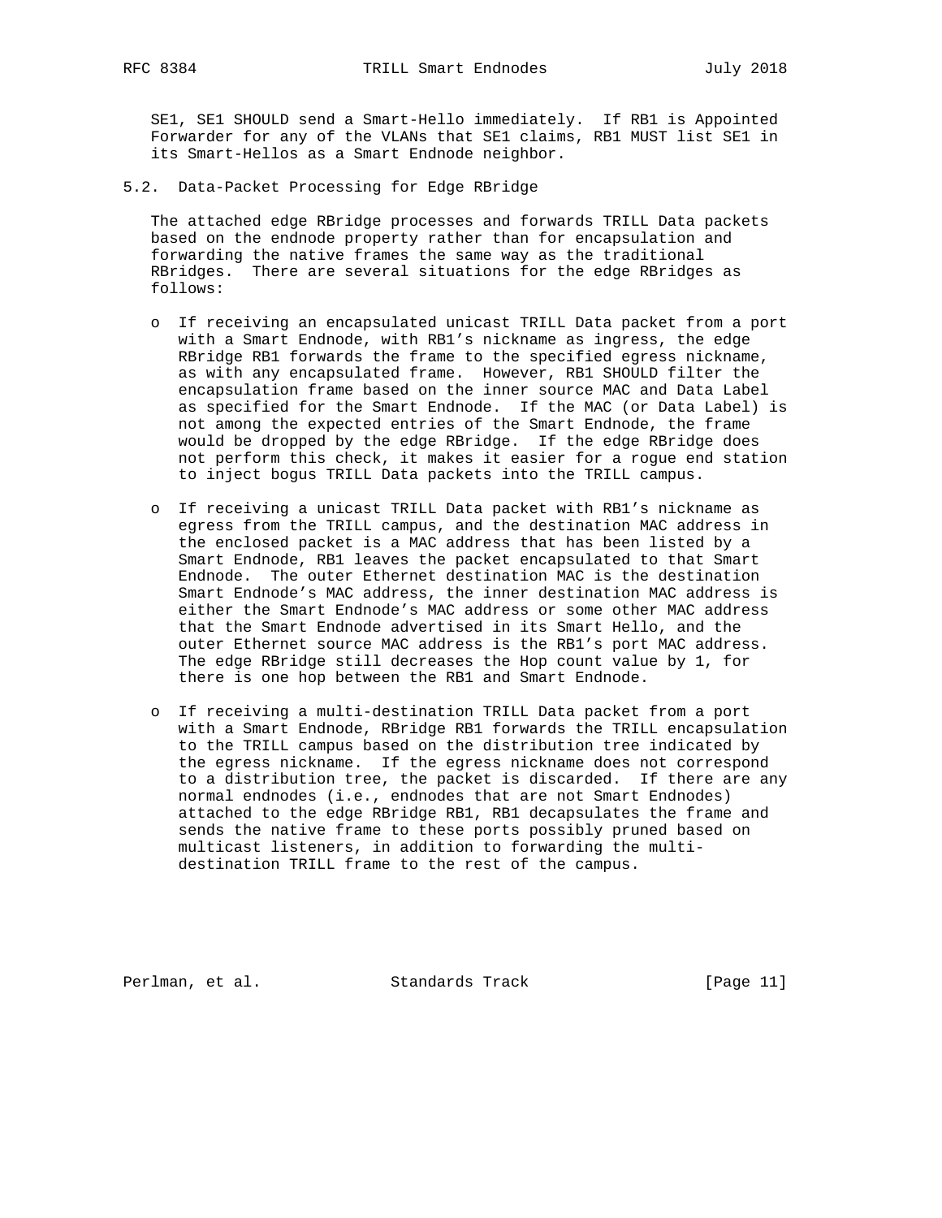SE1, SE1 SHOULD send a Smart-Hello immediately. If RB1 is Appointed Forwarder for any of the VLANs that SE1 claims, RB1 MUST list SE1 in its Smart-Hellos as a Smart Endnode neighbor.

### 5.2. Data-Packet Processing for Edge RBridge

The attached edge RBridge processes and forwards TRILL Data packets based on the endnode property rather than for encapsulation and forwarding the native frames the same way as the traditional RBridges. There are several situations for the edge RBridges as follows:

- If receiving an encapsulated unicast TRILL Data packet from a port with a Smart Endnode, with RB1's nickname as ingress, the edge RBridge RB1 forwards the frame to the specified egress nickname, as with any encapsulated frame. However, RB1 SHOULD filter the encapsulation frame based on the inner source MAC and Data Label as specified for the Smart Endnode. If the MAC (or Data Label) is not among the expected entries of the Smart Endnode, the frame would be dropped by the edge RBridge. If the edge RBridge does not perform this check, it makes it easier for a rogue end station to inject bogus TRILL Data packets into the TRILL campus.

- If receiving a unicast TRILL Data packet with RB1's nickname as egress from the TRILL campus, and the destination MAC address in the enclosed packet is a MAC address that has been listed by a Smart Endnode, RB1 leaves the packet encapsulated to that Smart Endnode. The outer Ethernet destination MAC is the destination Smart Endnode's MAC address, the inner destination MAC address is either the Smart Endnode's MAC address or some other MAC address that the Smart Endnode advertised in its Smart Hello, and the outer Ethernet source MAC address is the RB1's port MAC address. The edge RBridge still decreases the Hop count value by 1, for there is one hop between the RB1 and Smart Endnode.

- If receiving a multi-destination TRILL Data packet from a port with a Smart Endnode, RBridge RB1 forwards the TRILL encapsulation to the TRILL campus based on the distribution tree indicated by the egress nickname. If the egress nickname does not correspond to a distribution tree, the packet is discarded. If there are any normal endnodes (i.e., endnodes that are not Smart Endnodes) attached to the edge RBridge RB1, RB1 decapsulates the frame and sends the native frame to these ports possibly pruned based on multicast listeners, in addition to forwarding the multi-destination TRILL frame to the rest of the campus.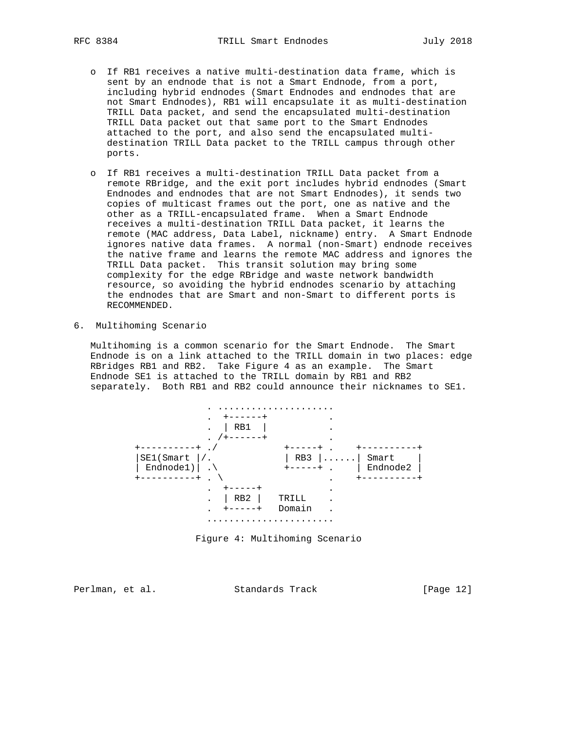- If RB1 receives a native multi-destination data frame, which is sent by an endnode that is not a Smart Endnode, from a port, including hybrid endnodes (Smart Endnodes and endnodes that are not Smart Endnodes), RB1 will encapsulate it as multi-destination TRILL Data packet, and send the encapsulated multi-destination TRILL Data packet out that same port to the Smart Endnodes attached to the port, and also send the encapsulated multi-destination TRILL Data packet to the TRILL campus through other ports.

- If RB1 receives a multi-destination TRILL Data packet from a remote RBridge, and the exit port includes hybrid endnodes (Smart Endnodes and endnodes that are not Smart Endnodes), it sends two copies of multicast frames out the port, one as native and the other as a TRILL-encapsulated frame. When a Smart Endnode receives a multi-destination TRILL Data packet, it learns the remote (MAC address, Data Label, nickname) entry. A Smart Endnode ignores native data frames. A normal (non-Smart) endnode receives the native frame and learns the remote MAC address and ignores the TRILL Data packet. This transit solution may bring some complexity for the edge RBridge and waste network bandwidth resource, so avoiding the hybrid endnodes scenario by attaching the endnodes that are Smart and non-Smart to different ports is RECOMMENDED.

## 6. Multihoming Scenario

Multihoming is a common scenario for the Smart Endnode. The Smart Endnode is on a link attached to the TRILL domain in two places: edge RBridges RB1 and RB2. Take Figure 4 as an example. The Smart Endnode SE1 is attached to the TRILL domain by RB1 and RB2 separately. Both RB1 and RB2 could announce their nicknames to SE1.

```
                 . .....................
                 .  +------+           .
                 .  | RB1  |           .
                 . /+------+           .
     +----------+ ./           +-----+ .    +----------+
     |SE1(Smart |/.            | RB3 |......| Smart    |
     | Endnode1)| .\           +-----+ .    | Endnode2 |
     +----------+ . \                  .    +----------+
                 .  +-----+            .
                 .  | RB2 |   TRILL    .
                 .  +-----+   Domain   .
                 .......................
```

Figure 4: Multihoming Scenario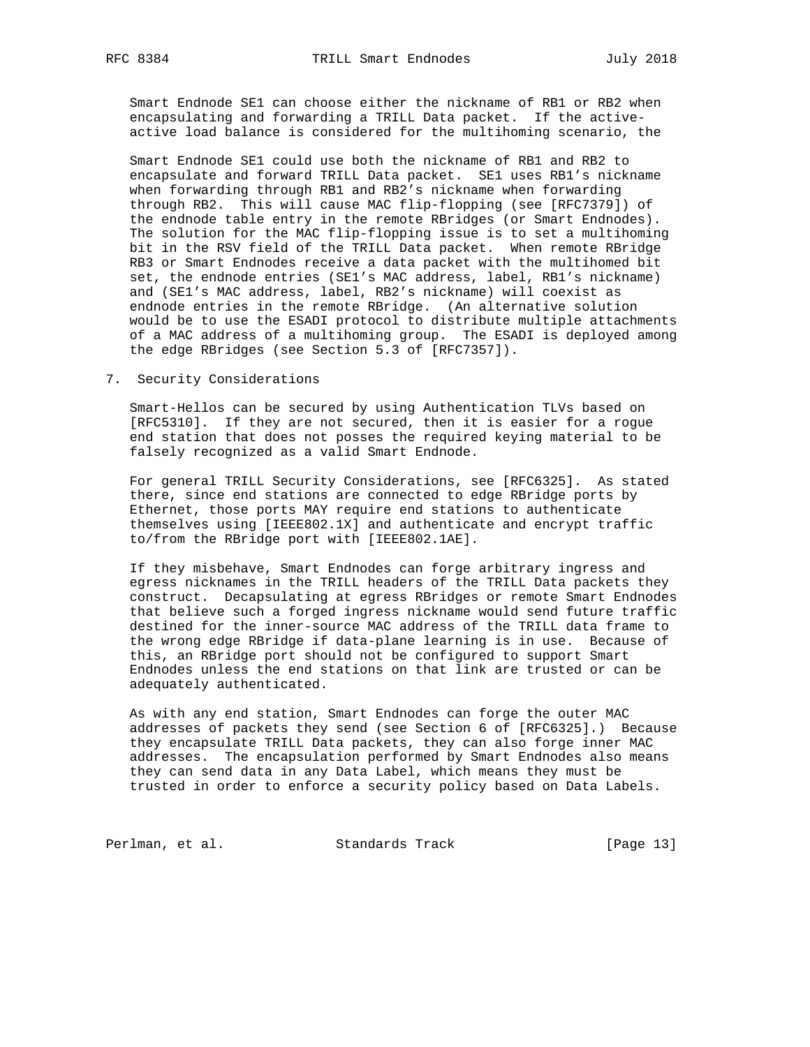Smart Endnode SE1 can choose either the nickname of RB1 or RB2 when encapsulating and forwarding a TRILL Data packet. If the active-active load balance is considered for the multihoming scenario, the

Smart Endnode SE1 could use both the nickname of RB1 and RB2 to encapsulate and forward TRILL Data packet. SE1 uses RB1's nickname when forwarding through RB1 and RB2's nickname when forwarding through RB2. This will cause MAC flip-flopping (see [RFC7379]) of the endnode table entry in the remote RBridges (or Smart Endnodes). The solution for the MAC flip-flopping issue is to set a multihoming bit in the RSV field of the TRILL Data packet. When remote RBridge RB3 or Smart Endnodes receive a data packet with the multihomed bit set, the endnode entries (SE1's MAC address, label, RB1's nickname) and (SE1's MAC address, label, RB2's nickname) will coexist as endnode entries in the remote RBridge. (An alternative solution would be to use the ESADI protocol to distribute multiple attachments of a MAC address of a multihoming group. The ESADI is deployed among the edge RBridges (see Section 5.3 of [RFC7357]).

## 7. Security Considerations

Smart-Hellos can be secured by using Authentication TLVs based on [RFC5310]. If they are not secured, then it is easier for a rogue end station that does not posses the required keying material to be falsely recognized as a valid Smart Endnode.

For general TRILL Security Considerations, see [RFC6325]. As stated there, since end stations are connected to edge RBridge ports by Ethernet, those ports MAY require end stations to authenticate themselves using [IEEE802.1X] and authenticate and encrypt traffic to/from the RBridge port with [IEEE802.1AE].

If they misbehave, Smart Endnodes can forge arbitrary ingress and egress nicknames in the TRILL headers of the TRILL Data packets they construct. Decapsulating at egress RBridges or remote Smart Endnodes that believe such a forged ingress nickname would send future traffic destined for the inner-source MAC address of the TRILL data frame to the wrong edge RBridge if data-plane learning is in use. Because of this, an RBridge port should not be configured to support Smart Endnodes unless the end stations on that link are trusted or can be adequately authenticated.

As with any end station, Smart Endnodes can forge the outer MAC addresses of packets they send (see Section 6 of [RFC6325].) Because they encapsulate TRILL Data packets, they can also forge inner MAC addresses. The encapsulation performed by Smart Endnodes also means they can send data in any Data Label, which means they must be trusted in order to enforce a security policy based on Data Labels.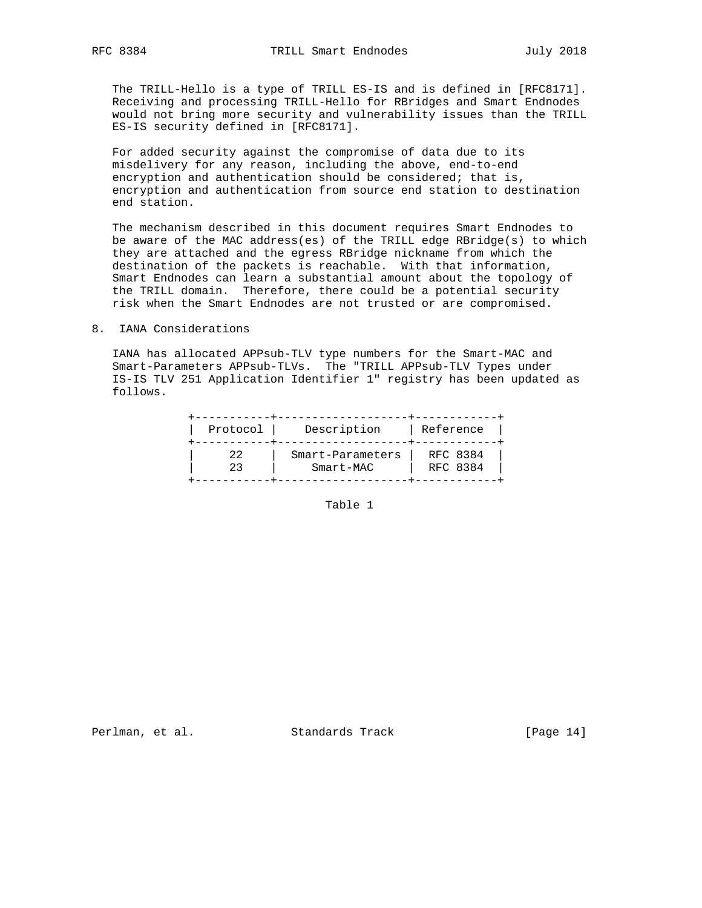The TRILL-Hello is a type of TRILL ES-IS and is defined in [RFC8171]. Receiving and processing TRILL-Hello for RBridges and Smart Endnodes would not bring more security and vulnerability issues than the TRILL ES-IS security defined in [RFC8171].

For added security against the compromise of data due to its misdelivery for any reason, including the above, end-to-end encryption and authentication should be considered; that is, encryption and authentication from source end station to destination end station.

The mechanism described in this document requires Smart Endnodes to be aware of the MAC address(es) of the TRILL edge RBridge(s) to which they are attached and the egress RBridge nickname from which the destination of the packets is reachable. With that information, Smart Endnodes can learn a substantial amount about the topology of the TRILL domain. Therefore, there could be a potential security risk when the Smart Endnodes are not trusted or are compromised.

## 8. IANA Considerations

IANA has allocated APPsub-TLV type numbers for the Smart-MAC and Smart-Parameters APPsub-TLVs. The "TRILL APPsub-TLV Types under IS-IS TLV 251 Application Identifier 1" registry has been updated as follows.

| Protocol | Description | Reference |
|---|---|---|
| 22 | Smart-Parameters | RFC 8384 |
| 23 | Smart-MAC | RFC 8384 |

Table 1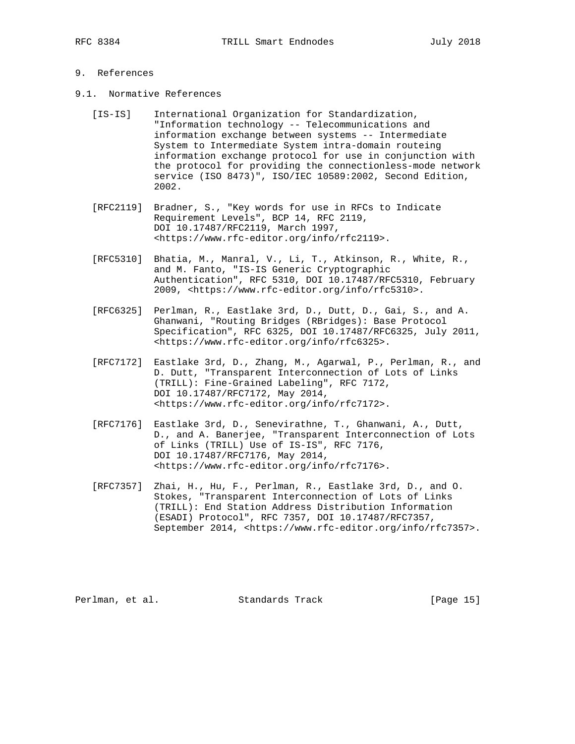# 9. References

## 9.1. Normative References

[IS-IS] International Organization for Standardization, "Information technology -- Telecommunications and information exchange between systems -- Intermediate System to Intermediate System intra-domain routeing information exchange protocol for use in conjunction with the protocol for providing the connectionless-mode network service (ISO 8473)", ISO/IEC 10589:2002, Second Edition, 2002.

[RFC2119] Bradner, S., "Key words for use in RFCs to Indicate Requirement Levels", BCP 14, RFC 2119, DOI 10.17487/RFC2119, March 1997, <https://www.rfc-editor.org/info/rfc2119>.

[RFC5310] Bhatia, M., Manral, V., Li, T., Atkinson, R., White, R., and M. Fanto, "IS-IS Generic Cryptographic Authentication", RFC 5310, DOI 10.17487/RFC5310, February 2009, <https://www.rfc-editor.org/info/rfc5310>.

[RFC6325] Perlman, R., Eastlake 3rd, D., Dutt, D., Gai, S., and A. Ghanwani, "Routing Bridges (RBridges): Base Protocol Specification", RFC 6325, DOI 10.17487/RFC6325, July 2011, <https://www.rfc-editor.org/info/rfc6325>.

[RFC7172] Eastlake 3rd, D., Zhang, M., Agarwal, P., Perlman, R., and D. Dutt, "Transparent Interconnection of Lots of Links (TRILL): Fine-Grained Labeling", RFC 7172, DOI 10.17487/RFC7172, May 2014, <https://www.rfc-editor.org/info/rfc7172>.

[RFC7176] Eastlake 3rd, D., Senevirathne, T., Ghanwani, A., Dutt, D., and A. Banerjee, "Transparent Interconnection of Lots of Links (TRILL) Use of IS-IS", RFC 7176, DOI 10.17487/RFC7176, May 2014, <https://www.rfc-editor.org/info/rfc7176>.

[RFC7357] Zhai, H., Hu, F., Perlman, R., Eastlake 3rd, D., and O. Stokes, "Transparent Interconnection of Lots of Links (TRILL): End Station Address Distribution Information (ESADI) Protocol", RFC 7357, DOI 10.17487/RFC7357, September 2014, <https://www.rfc-editor.org/info/rfc7357>.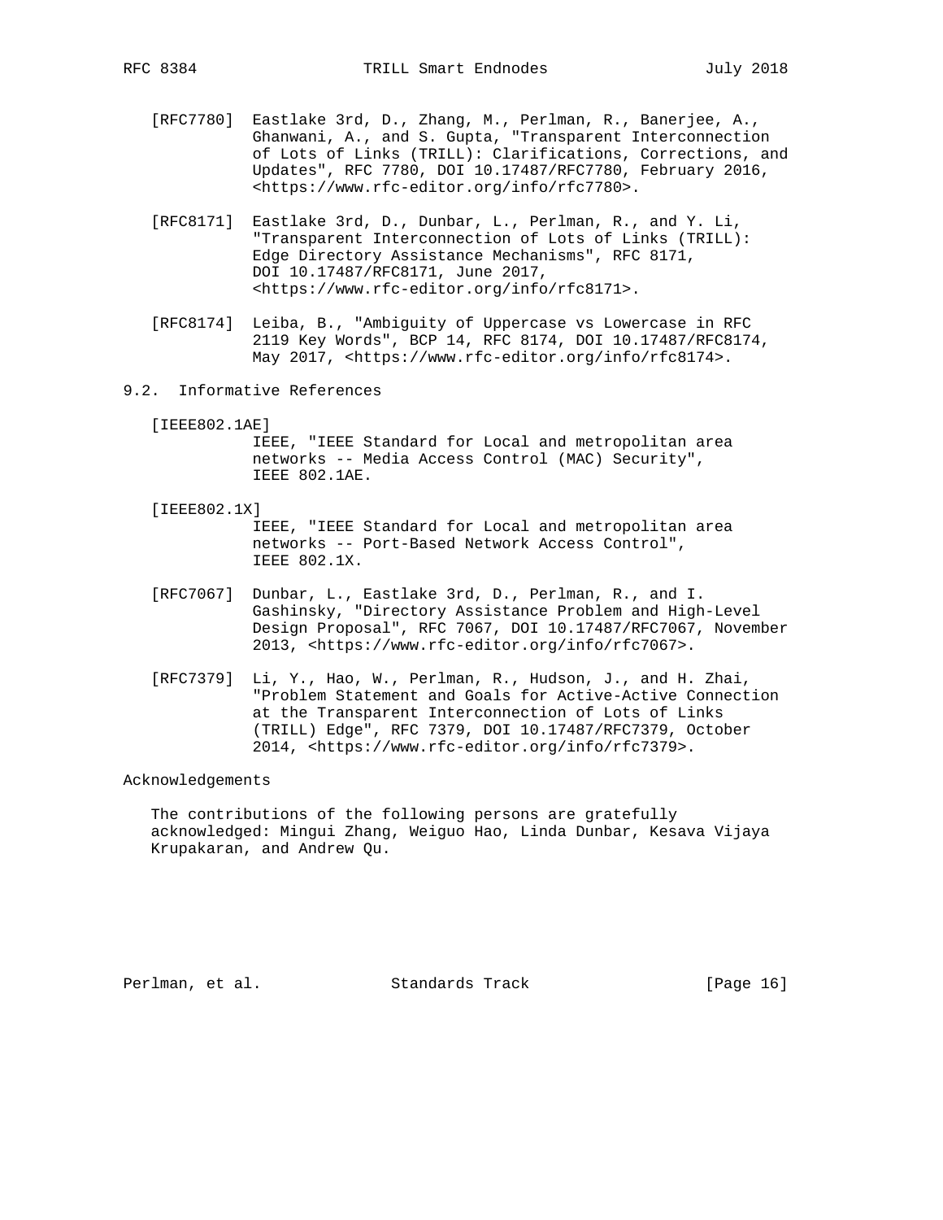[RFC7780] Eastlake 3rd, D., Zhang, M., Perlman, R., Banerjee, A., Ghanwani, A., and S. Gupta, "Transparent Interconnection of Lots of Links (TRILL): Clarifications, Corrections, and Updates", RFC 7780, DOI 10.17487/RFC7780, February 2016, <https://www.rfc-editor.org/info/rfc7780>.

[RFC8171] Eastlake 3rd, D., Dunbar, L., Perlman, R., and Y. Li, "Transparent Interconnection of Lots of Links (TRILL): Edge Directory Assistance Mechanisms", RFC 8171, DOI 10.17487/RFC8171, June 2017, <https://www.rfc-editor.org/info/rfc8171>.

[RFC8174] Leiba, B., "Ambiguity of Uppercase vs Lowercase in RFC 2119 Key Words", BCP 14, RFC 8174, DOI 10.17487/RFC8174, May 2017, <https://www.rfc-editor.org/info/rfc8174>.

## 9.2. Informative References

[IEEE802.1AE] IEEE, "IEEE Standard for Local and metropolitan area networks -- Media Access Control (MAC) Security", IEEE 802.1AE.

[IEEE802.1X] IEEE, "IEEE Standard for Local and metropolitan area networks -- Port-Based Network Access Control", IEEE 802.1X.

[RFC7067] Dunbar, L., Eastlake 3rd, D., Perlman, R., and I. Gashinsky, "Directory Assistance Problem and High-Level Design Proposal", RFC 7067, DOI 10.17487/RFC7067, November 2013, <https://www.rfc-editor.org/info/rfc7067>.

[RFC7379] Li, Y., Hao, W., Perlman, R., Hudson, J., and H. Zhai, "Problem Statement and Goals for Active-Active Connection at the Transparent Interconnection of Lots of Links (TRILL) Edge", RFC 7379, DOI 10.17487/RFC7379, October 2014, <https://www.rfc-editor.org/info/rfc7379>.

## Acknowledgements

The contributions of the following persons are gratefully acknowledged: Mingui Zhang, Weiguo Hao, Linda Dunbar, Kesava Vijaya Krupakaran, and Andrew Qu.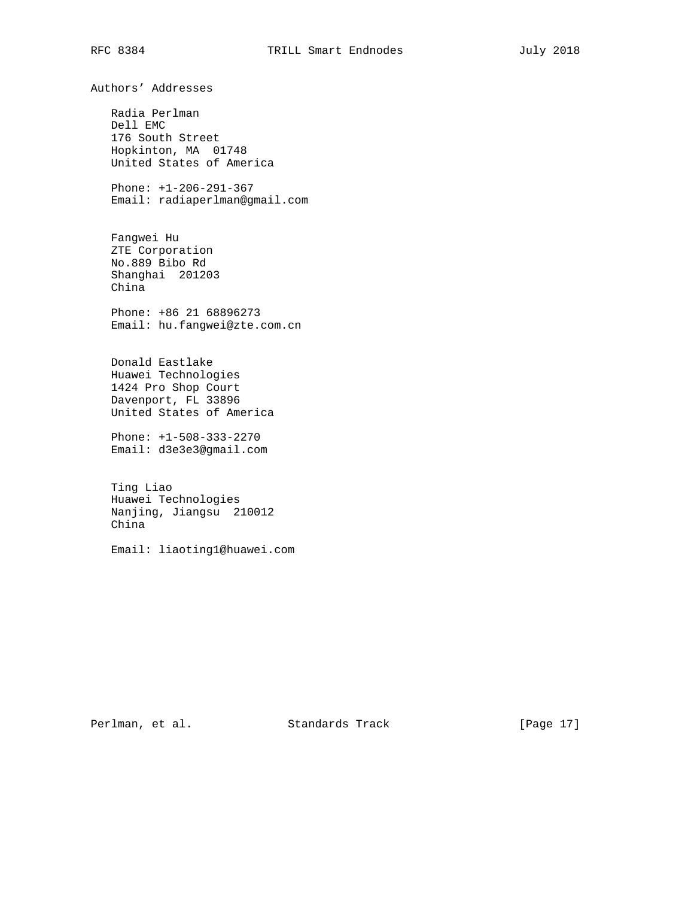## Authors' Addresses

Radia Perlman
Dell EMC
176 South Street
Hopkinton, MA  01748
United States of America

Phone: +1-206-291-367
Email: radiaperlman@gmail.com

Fangwei Hu
ZTE Corporation
No.889 Bibo Rd
Shanghai  201203
China

Phone: +86 21 68896273
Email: hu.fangwei@zte.com.cn

Donald Eastlake
Huawei Technologies
1424 Pro Shop Court
Davenport, FL 33896
United States of America

Phone: +1-508-333-2270
Email: d3e3e3@gmail.com

Ting Liao
Huawei Technologies
Nanjing, Jiangsu  210012
China

Email: liaoting1@huawei.com